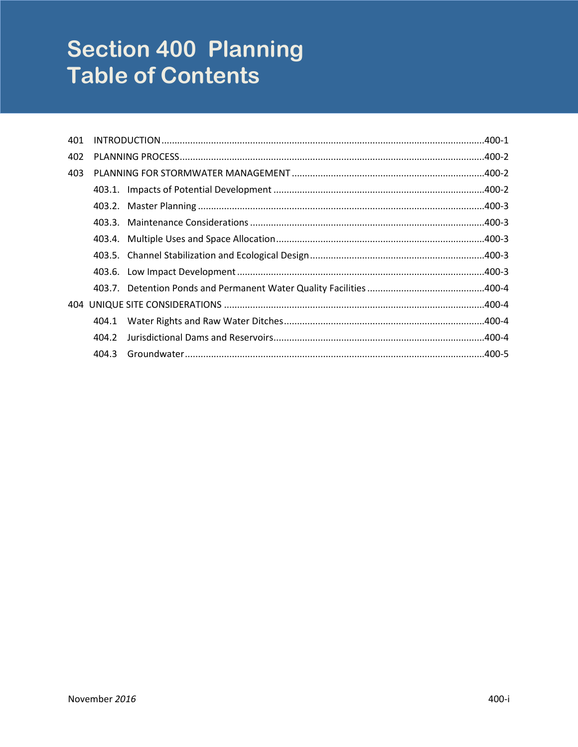# Section 400 Planning
# Table of Contents

401 INTRODUCTION .......... 400-1

402 PLANNING PROCESS .......... 400-2

403 PLANNING FOR STORMWATER MANAGEMENT .......... 400-2

- 403.1. Impacts of Potential Development .......... 400-2
- 403.2. Master Planning .......... 400-3
- 403.3. Maintenance Considerations .......... 400-3
- 403.4. Multiple Uses and Space Allocation .......... 400-3
- 403.5. Channel Stabilization and Ecological Design .......... 400-3
- 403.6. Low Impact Development .......... 400-3
- 403.7. Detention Ponds and Permanent Water Quality Facilities .......... 400-4

404 UNIQUE SITE CONSIDERATIONS .......... 400-4

- 404.1 Water Rights and Raw Water Ditches .......... 400-4
- 404.2 Jurisdictional Dams and Reservoirs .......... 400-4
- 404.3 Groundwater .......... 400-5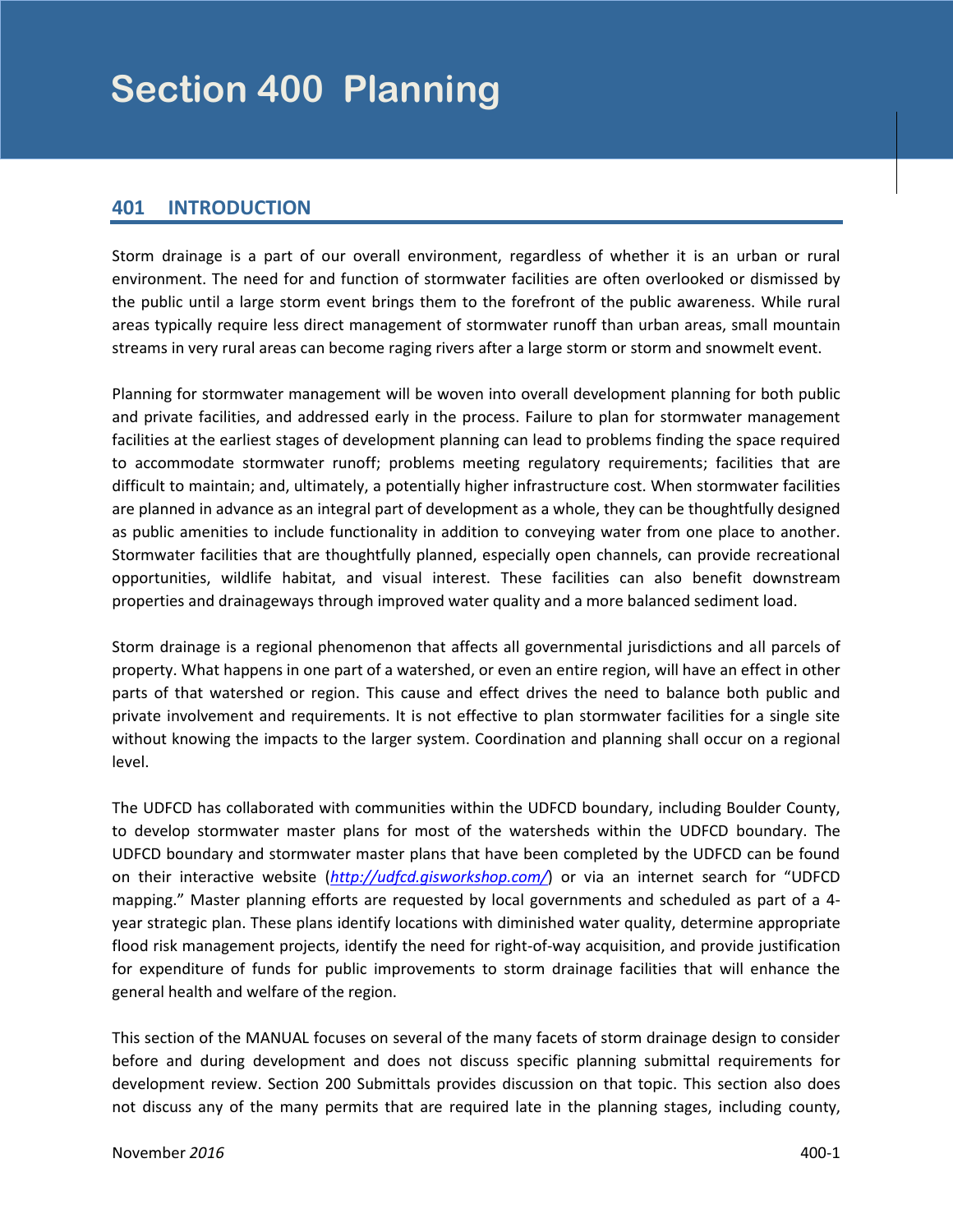# Section 400 Planning

## 401 INTRODUCTION

Storm drainage is a part of our overall environment, regardless of whether it is an urban or rural environment. The need for and function of stormwater facilities are often overlooked or dismissed by the public until a large storm event brings them to the forefront of the public awareness. While rural areas typically require less direct management of stormwater runoff than urban areas, small mountain streams in very rural areas can become raging rivers after a large storm or storm and snowmelt event.

Planning for stormwater management will be woven into overall development planning for both public and private facilities, and addressed early in the process. Failure to plan for stormwater management facilities at the earliest stages of development planning can lead to problems finding the space required to accommodate stormwater runoff; problems meeting regulatory requirements; facilities that are difficult to maintain; and, ultimately, a potentially higher infrastructure cost. When stormwater facilities are planned in advance as an integral part of development as a whole, they can be thoughtfully designed as public amenities to include functionality in addition to conveying water from one place to another. Stormwater facilities that are thoughtfully planned, especially open channels, can provide recreational opportunities, wildlife habitat, and visual interest. These facilities can also benefit downstream properties and drainageways through improved water quality and a more balanced sediment load.

Storm drainage is a regional phenomenon that affects all governmental jurisdictions and all parcels of property. What happens in one part of a watershed, or even an entire region, will have an effect in other parts of that watershed or region. This cause and effect drives the need to balance both public and private involvement and requirements. It is not effective to plan stormwater facilities for a single site without knowing the impacts to the larger system. Coordination and planning shall occur on a regional level.

The UDFCD has collaborated with communities within the UDFCD boundary, including Boulder County, to develop stormwater master plans for most of the watersheds within the UDFCD boundary. The UDFCD boundary and stormwater master plans that have been completed by the UDFCD can be found on their interactive website (*http://udfcd.gisworkshop.com/*) or via an internet search for "UDFCD mapping." Master planning efforts are requested by local governments and scheduled as part of a 4-year strategic plan. These plans identify locations with diminished water quality, determine appropriate flood risk management projects, identify the need for right-of-way acquisition, and provide justification for expenditure of funds for public improvements to storm drainage facilities that will enhance the general health and welfare of the region.

This section of the MANUAL focuses on several of the many facets of storm drainage design to consider before and during development and does not discuss specific planning submittal requirements for development review. Section 200 Submittals provides discussion on that topic. This section also does not discuss any of the many permits that are required late in the planning stages, including county,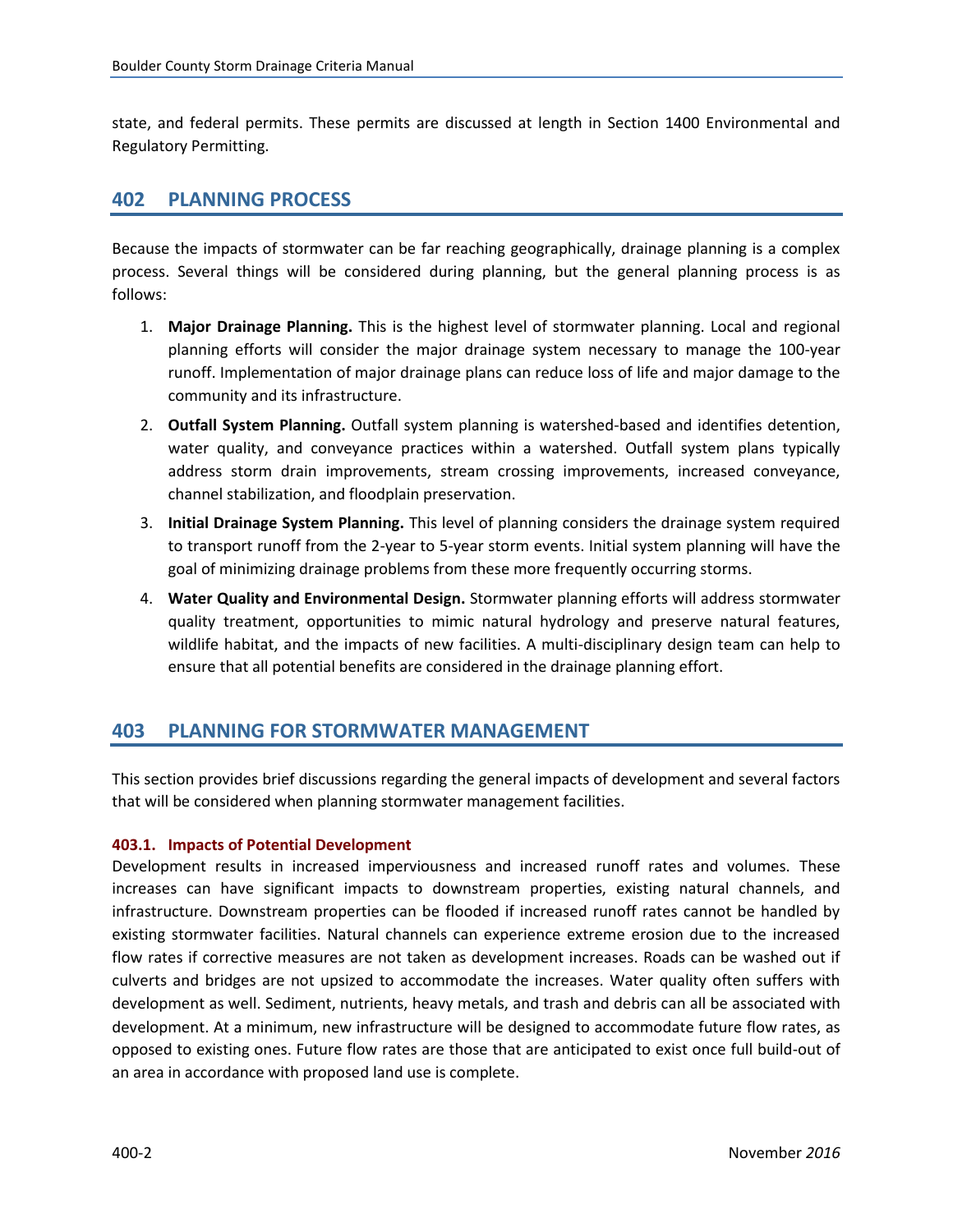state, and federal permits. These permits are discussed at length in Section 1400 Environmental and Regulatory Permitting.

## 402 PLANNING PROCESS

Because the impacts of stormwater can be far reaching geographically, drainage planning is a complex process. Several things will be considered during planning, but the general planning process is as follows:

1. **Major Drainage Planning.** This is the highest level of stormwater planning. Local and regional planning efforts will consider the major drainage system necessary to manage the 100-year runoff. Implementation of major drainage plans can reduce loss of life and major damage to the community and its infrastructure.
2. **Outfall System Planning.** Outfall system planning is watershed-based and identifies detention, water quality, and conveyance practices within a watershed. Outfall system plans typically address storm drain improvements, stream crossing improvements, increased conveyance, channel stabilization, and floodplain preservation.
3. **Initial Drainage System Planning.** This level of planning considers the drainage system required to transport runoff from the 2-year to 5-year storm events. Initial system planning will have the goal of minimizing drainage problems from these more frequently occurring storms.
4. **Water Quality and Environmental Design.** Stormwater planning efforts will address stormwater quality treatment, opportunities to mimic natural hydrology and preserve natural features, wildlife habitat, and the impacts of new facilities. A multi-disciplinary design team can help to ensure that all potential benefits are considered in the drainage planning effort.

## 403 PLANNING FOR STORMWATER MANAGEMENT

This section provides brief discussions regarding the general impacts of development and several factors that will be considered when planning stormwater management facilities.

### 403.1. Impacts of Potential Development

Development results in increased imperviousness and increased runoff rates and volumes. These increases can have significant impacts to downstream properties, existing natural channels, and infrastructure. Downstream properties can be flooded if increased runoff rates cannot be handled by existing stormwater facilities. Natural channels can experience extreme erosion due to the increased flow rates if corrective measures are not taken as development increases. Roads can be washed out if culverts and bridges are not upsized to accommodate the increases. Water quality often suffers with development as well. Sediment, nutrients, heavy metals, and trash and debris can all be associated with development. At a minimum, new infrastructure will be designed to accommodate future flow rates, as opposed to existing ones. Future flow rates are those that are anticipated to exist once full build-out of an area in accordance with proposed land use is complete.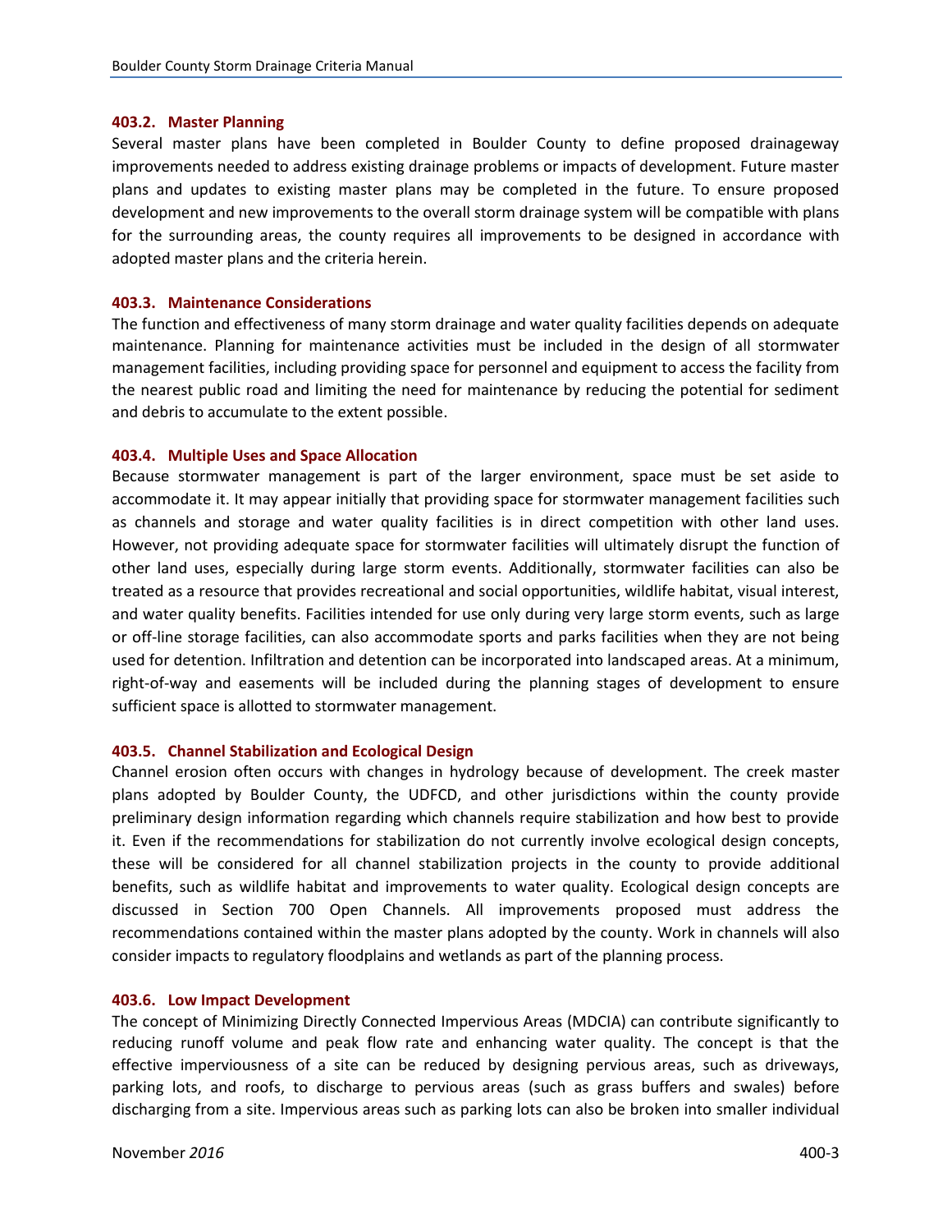### 403.2. Master Planning

Several master plans have been completed in Boulder County to define proposed drainageway improvements needed to address existing drainage problems or impacts of development. Future master plans and updates to existing master plans may be completed in the future. To ensure proposed development and new improvements to the overall storm drainage system will be compatible with plans for the surrounding areas, the county requires all improvements to be designed in accordance with adopted master plans and the criteria herein.

### 403.3. Maintenance Considerations

The function and effectiveness of many storm drainage and water quality facilities depends on adequate maintenance. Planning for maintenance activities must be included in the design of all stormwater management facilities, including providing space for personnel and equipment to access the facility from the nearest public road and limiting the need for maintenance by reducing the potential for sediment and debris to accumulate to the extent possible.

### 403.4. Multiple Uses and Space Allocation

Because stormwater management is part of the larger environment, space must be set aside to accommodate it. It may appear initially that providing space for stormwater management facilities such as channels and storage and water quality facilities is in direct competition with other land uses. However, not providing adequate space for stormwater facilities will ultimately disrupt the function of other land uses, especially during large storm events. Additionally, stormwater facilities can also be treated as a resource that provides recreational and social opportunities, wildlife habitat, visual interest, and water quality benefits. Facilities intended for use only during very large storm events, such as large or off-line storage facilities, can also accommodate sports and parks facilities when they are not being used for detention. Infiltration and detention can be incorporated into landscaped areas. At a minimum, right-of-way and easements will be included during the planning stages of development to ensure sufficient space is allotted to stormwater management.

### 403.5. Channel Stabilization and Ecological Design

Channel erosion often occurs with changes in hydrology because of development. The creek master plans adopted by Boulder County, the UDFCD, and other jurisdictions within the county provide preliminary design information regarding which channels require stabilization and how best to provide it. Even if the recommendations for stabilization do not currently involve ecological design concepts, these will be considered for all channel stabilization projects in the county to provide additional benefits, such as wildlife habitat and improvements to water quality. Ecological design concepts are discussed in Section 700 Open Channels. All improvements proposed must address the recommendations contained within the master plans adopted by the county. Work in channels will also consider impacts to regulatory floodplains and wetlands as part of the planning process.

### 403.6. Low Impact Development

The concept of Minimizing Directly Connected Impervious Areas (MDCIA) can contribute significantly to reducing runoff volume and peak flow rate and enhancing water quality. The concept is that the effective imperviousness of a site can be reduced by designing pervious areas, such as driveways, parking lots, and roofs, to discharge to pervious areas (such as grass buffers and swales) before discharging from a site. Impervious areas such as parking lots can also be broken into smaller individual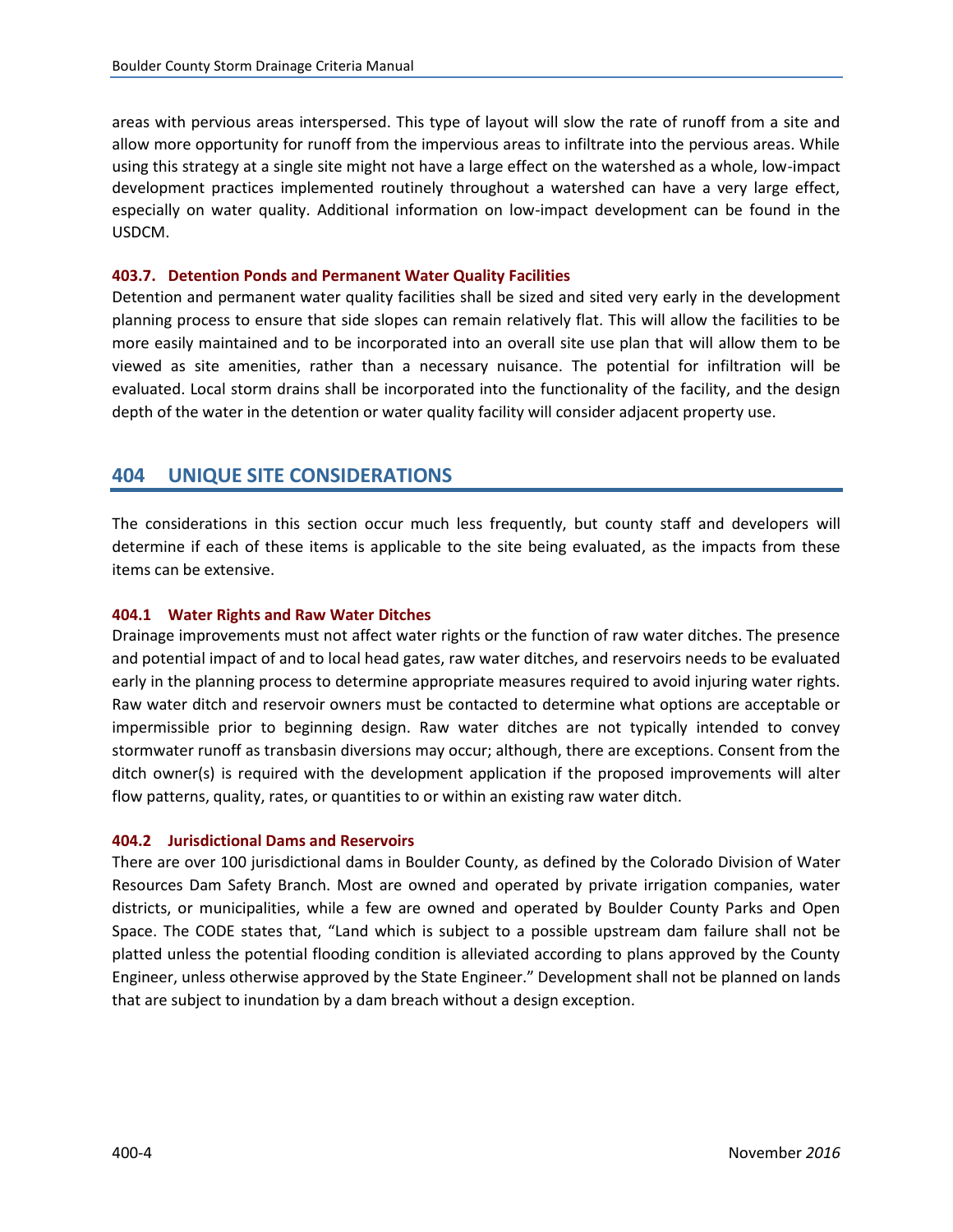areas with pervious areas interspersed. This type of layout will slow the rate of runoff from a site and allow more opportunity for runoff from the impervious areas to infiltrate into the pervious areas. While using this strategy at a single site might not have a large effect on the watershed as a whole, low-impact development practices implemented routinely throughout a watershed can have a very large effect, especially on water quality. Additional information on low-impact development can be found in the USDCM.

### 403.7. Detention Ponds and Permanent Water Quality Facilities

Detention and permanent water quality facilities shall be sized and sited very early in the development planning process to ensure that side slopes can remain relatively flat. This will allow the facilities to be more easily maintained and to be incorporated into an overall site use plan that will allow them to be viewed as site amenities, rather than a necessary nuisance. The potential for infiltration will be evaluated. Local storm drains shall be incorporated into the functionality of the facility, and the design depth of the water in the detention or water quality facility will consider adjacent property use.

## 404 UNIQUE SITE CONSIDERATIONS

The considerations in this section occur much less frequently, but county staff and developers will determine if each of these items is applicable to the site being evaluated, as the impacts from these items can be extensive.

### 404.1 Water Rights and Raw Water Ditches

Drainage improvements must not affect water rights or the function of raw water ditches. The presence and potential impact of and to local head gates, raw water ditches, and reservoirs needs to be evaluated early in the planning process to determine appropriate measures required to avoid injuring water rights. Raw water ditch and reservoir owners must be contacted to determine what options are acceptable or impermissible prior to beginning design. Raw water ditches are not typically intended to convey stormwater runoff as transbasin diversions may occur; although, there are exceptions. Consent from the ditch owner(s) is required with the development application if the proposed improvements will alter flow patterns, quality, rates, or quantities to or within an existing raw water ditch.

### 404.2 Jurisdictional Dams and Reservoirs

There are over 100 jurisdictional dams in Boulder County, as defined by the Colorado Division of Water Resources Dam Safety Branch. Most are owned and operated by private irrigation companies, water districts, or municipalities, while a few are owned and operated by Boulder County Parks and Open Space. The CODE states that, "Land which is subject to a possible upstream dam failure shall not be platted unless the potential flooding condition is alleviated according to plans approved by the County Engineer, unless otherwise approved by the State Engineer." Development shall not be planned on lands that are subject to inundation by a dam breach without a design exception.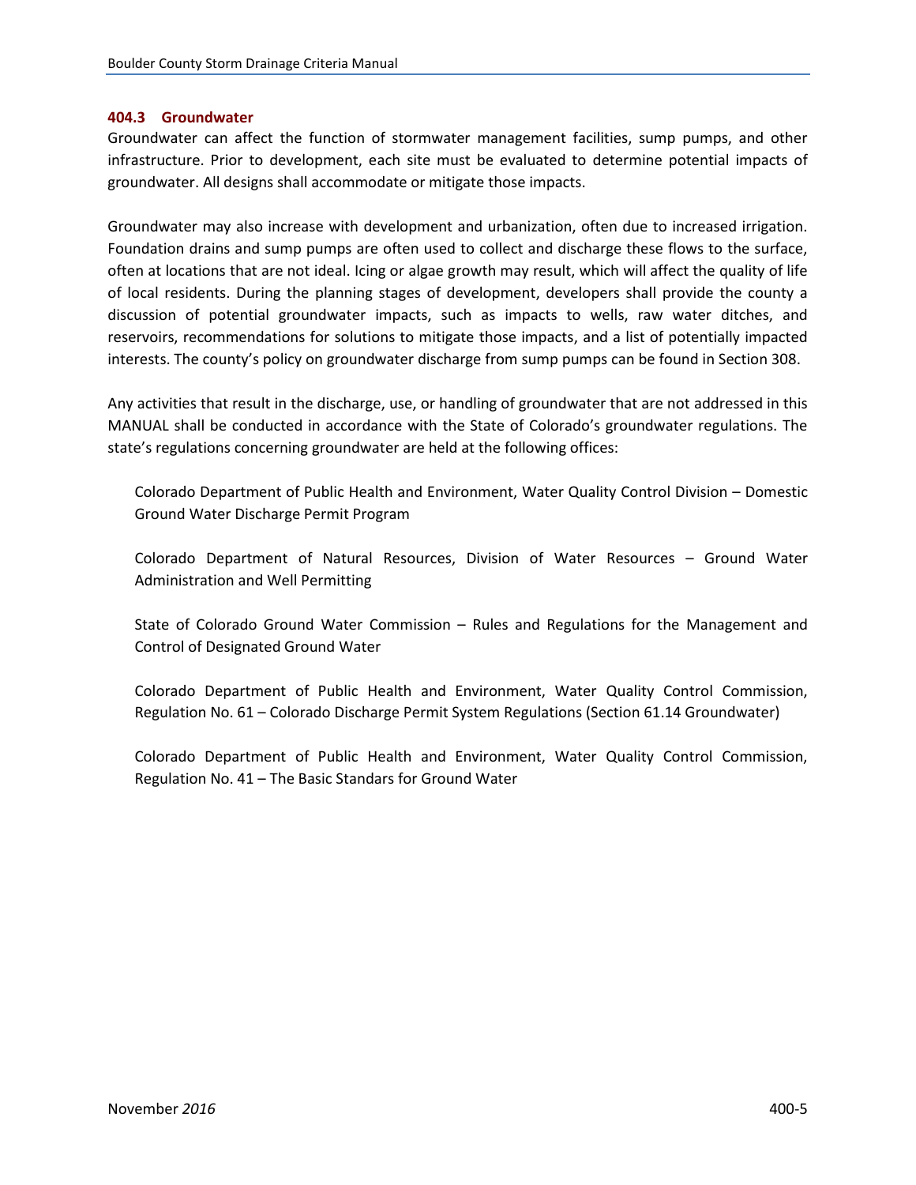### 404.3 Groundwater

Groundwater can affect the function of stormwater management facilities, sump pumps, and other infrastructure. Prior to development, each site must be evaluated to determine potential impacts of groundwater. All designs shall accommodate or mitigate those impacts.

Groundwater may also increase with development and urbanization, often due to increased irrigation. Foundation drains and sump pumps are often used to collect and discharge these flows to the surface, often at locations that are not ideal. Icing or algae growth may result, which will affect the quality of life of local residents. During the planning stages of development, developers shall provide the county a discussion of potential groundwater impacts, such as impacts to wells, raw water ditches, and reservoirs, recommendations for solutions to mitigate those impacts, and a list of potentially impacted interests. The county's policy on groundwater discharge from sump pumps can be found in Section 308.

Any activities that result in the discharge, use, or handling of groundwater that are not addressed in this MANUAL shall be conducted in accordance with the State of Colorado's groundwater regulations. The state's regulations concerning groundwater are held at the following offices:

Colorado Department of Public Health and Environment, Water Quality Control Division – Domestic Ground Water Discharge Permit Program

Colorado Department of Natural Resources, Division of Water Resources – Ground Water Administration and Well Permitting

State of Colorado Ground Water Commission – Rules and Regulations for the Management and Control of Designated Ground Water

Colorado Department of Public Health and Environment, Water Quality Control Commission, Regulation No. 61 – Colorado Discharge Permit System Regulations (Section 61.14 Groundwater)

Colorado Department of Public Health and Environment, Water Quality Control Commission, Regulation No. 41 – The Basic Standars for Ground Water